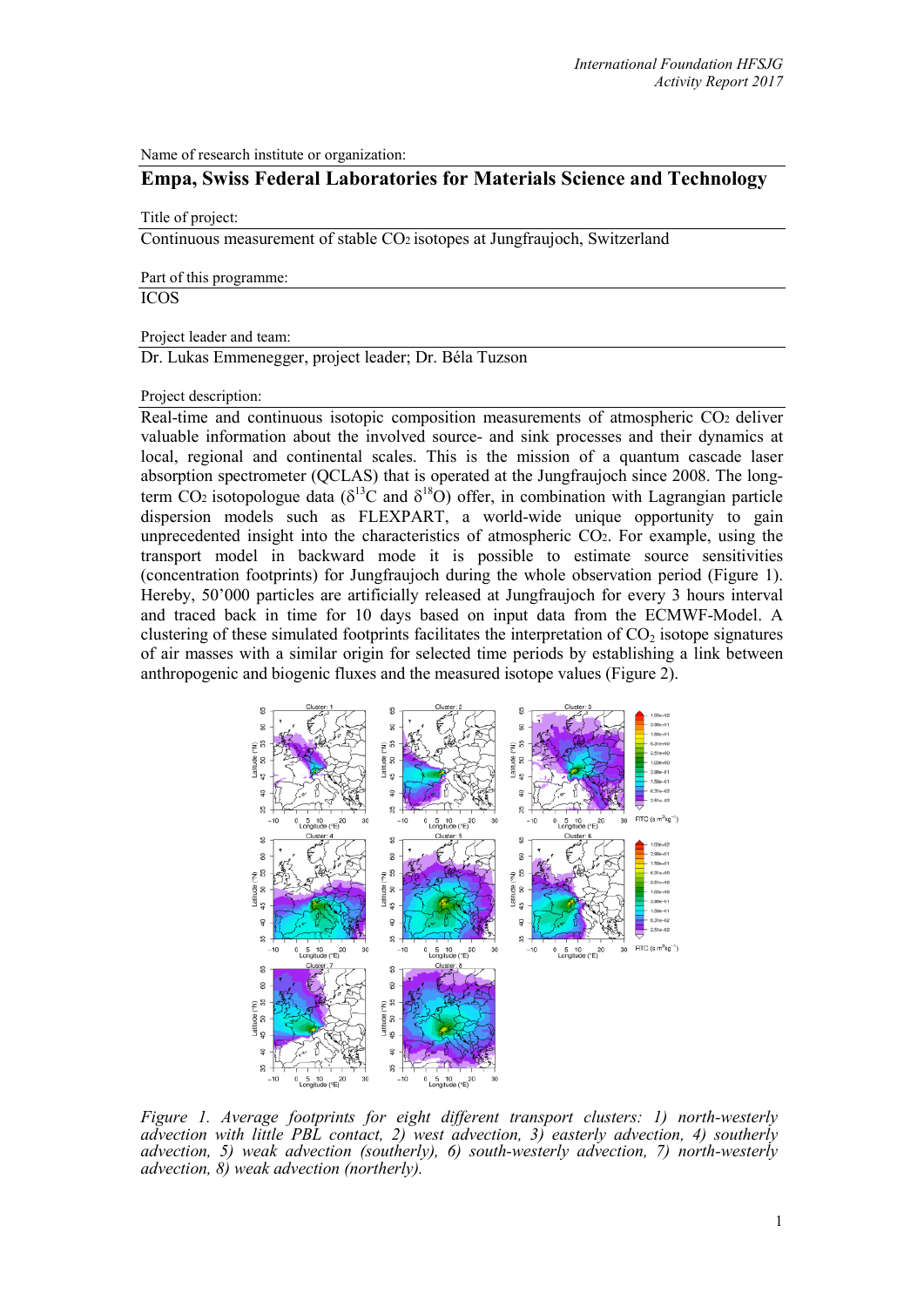Name of research institute or organization:

**Empa, Swiss Federal Laboratories for Materials Science and Technology**

Title of project:

Continuous measurement of stable $CO_2$ isotopes at Jungfraujoch, Switzerland

Part of this programme:

ICOS

Project leader and team:

Dr. Lukas Emmenegger, project leader; Dr. Béla Tuzson

Project description:

Real-time and continuous isotopic composition measurements of atmospheric $CO_2$ deliver valuable information about the involved source- and sink processes and their dynamics at local, regional and continental scales. This is the mission of a quantum cascade laser absorption spectrometer (QCLAS) that is operated at the Jungfraujoch since 2008. The long-term $CO_2$ isotopologue data ($\delta^{13}C$ and $\delta^{18}O$) offer, in combination with Lagrangian particle dispersion models such as FLEXPART, a world-wide unique opportunity to gain unprecedented insight into the characteristics of atmospheric $CO_2$. For example, using the transport model in backward mode it is possible to estimate source sensitivities (concentration footprints) for Jungfraujoch during the whole observation period (Figure 1). Hereby, 50'000 particles are artificially released at Jungfraujoch for every 3 hours interval and traced back in time for 10 days based on input data from the ECMWF-Model. A clustering of these simulated footprints facilitates the interpretation of $CO_2$ isotope signatures of air masses with a similar origin for selected time periods by establishing a link between anthropogenic and biogenic fluxes and the measured isotope values (Figure 2).

*Figure 1. Average footprints for eight different transport clusters: 1) north-westerly advection with little PBL contact, 2) west advection, 3) easterly advection, 4) southerly advection, 5) weak advection (southerly), 6) south-westerly advection, 7) north-westerly advection, 8) weak advection (northerly).*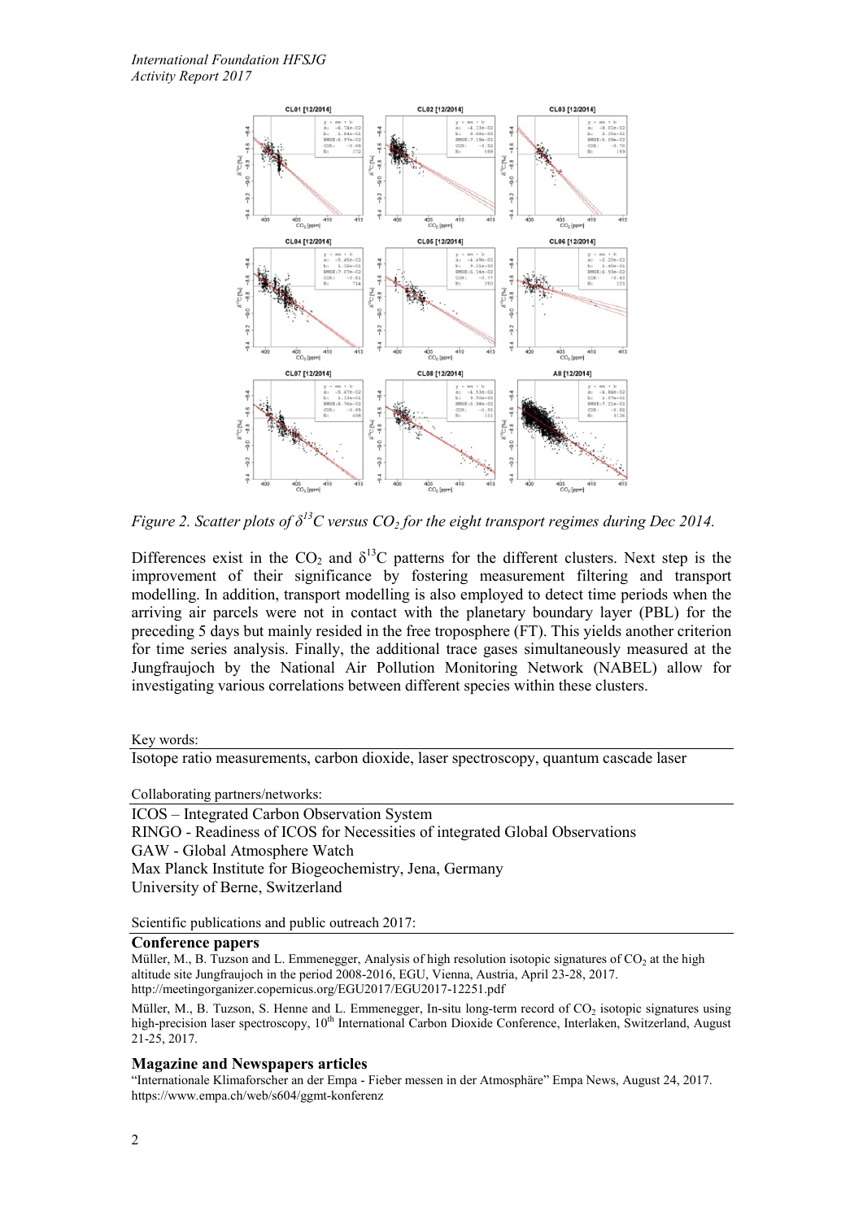*Figure 2. Scatter plots of $\delta^{13}C$ versus $CO_2$ for the eight transport regimes during Dec 2014.*

Differences exist in the $CO_2$ and $\delta^{13}C$ patterns for the different clusters. Next step is the improvement of their significance by fostering measurement filtering and transport modelling. In addition, transport modelling is also employed to detect time periods when the arriving air parcels were not in contact with the planetary boundary layer (PBL) for the preceding 5 days but mainly resided in the free troposphere (FT). This yields another criterion for time series analysis. Finally, the additional trace gases simultaneously measured at the Jungfraujoch by the National Air Pollution Monitoring Network (NABEL) allow for investigating various correlations between different species within these clusters.

Key words:

Isotope ratio measurements, carbon dioxide, laser spectroscopy, quantum cascade laser

Collaborating partners/networks:

ICOS – Integrated Carbon Observation System
RINGO - Readiness of ICOS for Necessities of integrated Global Observations
GAW - Global Atmosphere Watch
Max Planck Institute for Biogeochemistry, Jena, Germany
University of Berne, Switzerland

Scientific publications and public outreach 2017:

### Conference papers

Müller, M., B. Tuzson and L. Emmenegger, Analysis of high resolution isotopic signatures of $CO_2$ at the high altitude site Jungfraujoch in the period 2008-2016, EGU, Vienna, Austria, April 23-28, 2017. http://meetingorganizer.copernicus.org/EGU2017/EGU2017-12251.pdf

Müller, M., B. Tuzson, S. Henne and L. Emmenegger, In-situ long-term record of $CO_2$ isotopic signatures using high-precision laser spectroscopy, 10th International Carbon Dioxide Conference, Interlaken, Switzerland, August 21-25, 2017.

### Magazine and Newspapers articles

"Internationale Klimaforscher an der Empa - Fieber messen in der Atmosphäre" Empa News, August 24, 2017. https://www.empa.ch/web/s604/ggmt-konferenz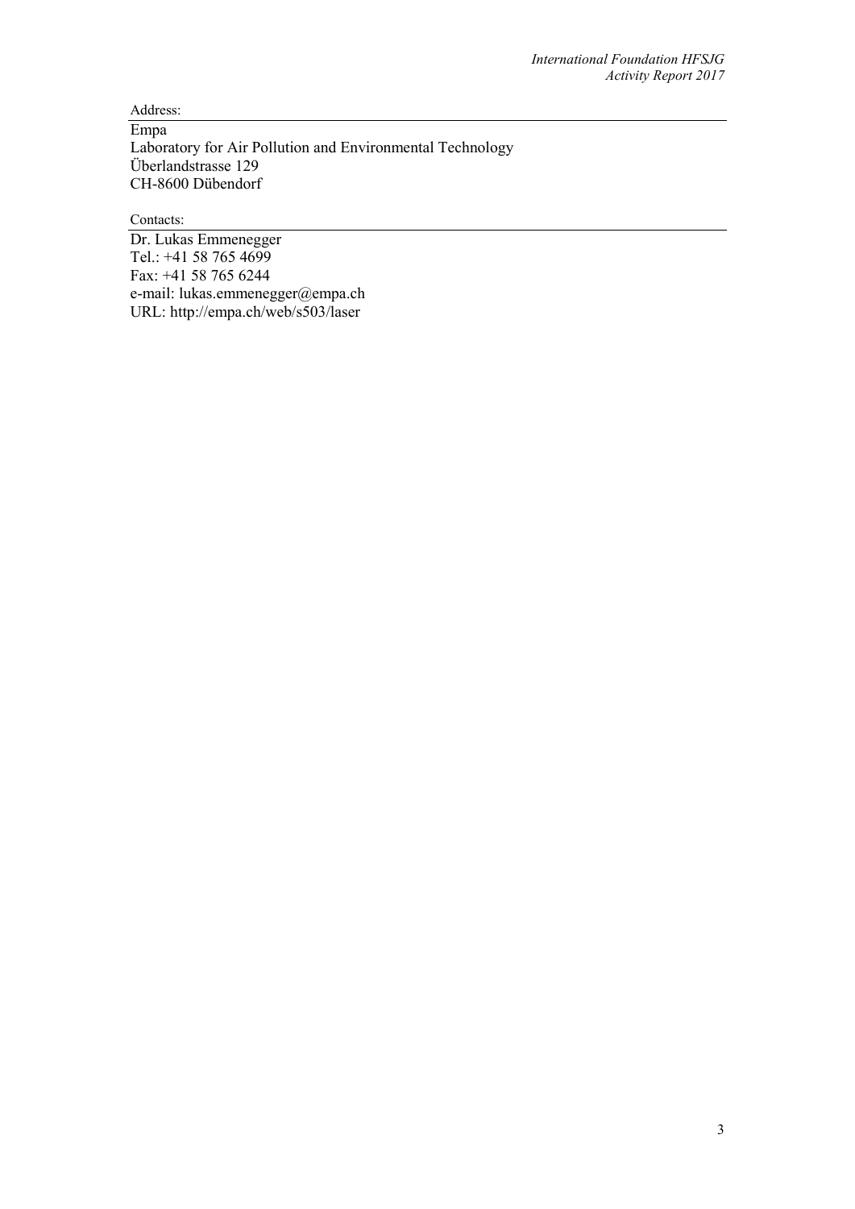Address:

Empa
Laboratory for Air Pollution and Environmental Technology
Überlandstrasse 129
CH-8600 Dübendorf

Contacts:

Dr. Lukas Emmenegger
Tel.: +41 58 765 4699
Fax: +41 58 765 6244
e-mail: lukas.emmenegger@empa.ch
URL: http://empa.ch/web/s503/laser